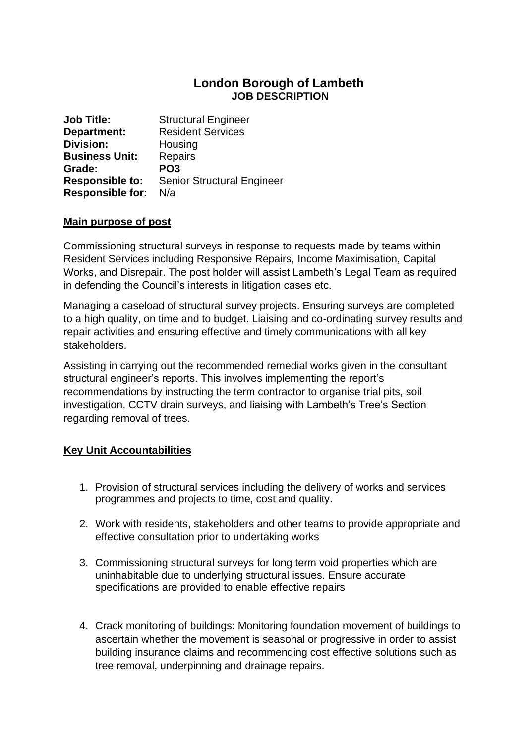# London Borough of Lambeth

## JOB DESCRIPTION

**Job Title:** Structural Engineer
**Department:** Resident Services
**Division:** Housing
**Business Unit:** Repairs
**Grade:** **PO3**
**Responsible to:** Senior Structural Engineer
**Responsible for:** N/a

### Main purpose of post

Commissioning structural surveys in response to requests made by teams within Resident Services including Responsive Repairs, Income Maximisation, Capital Works, and Disrepair. The post holder will assist Lambeth's Legal Team as required in defending the Council's interests in litigation cases etc.

Managing a caseload of structural survey projects. Ensuring surveys are completed to a high quality, on time and to budget. Liaising and co-ordinating survey results and repair activities and ensuring effective and timely communications with all key stakeholders.

Assisting in carrying out the recommended remedial works given in the consultant structural engineer's reports. This involves implementing the report's recommendations by instructing the term contractor to organise trial pits, soil investigation, CCTV drain surveys, and liaising with Lambeth's Tree's Section regarding removal of trees.

### Key Unit Accountabilities

1. Provision of structural services including the delivery of works and services programmes and projects to time, cost and quality.
2. Work with residents, stakeholders and other teams to provide appropriate and effective consultation prior to undertaking works
3. Commissioning structural surveys for long term void properties which are uninhabitable due to underlying structural issues. Ensure accurate specifications are provided to enable effective repairs
4. Crack monitoring of buildings: Monitoring foundation movement of buildings to ascertain whether the movement is seasonal or progressive in order to assist building insurance claims and recommending cost effective solutions such as tree removal, underpinning and drainage repairs.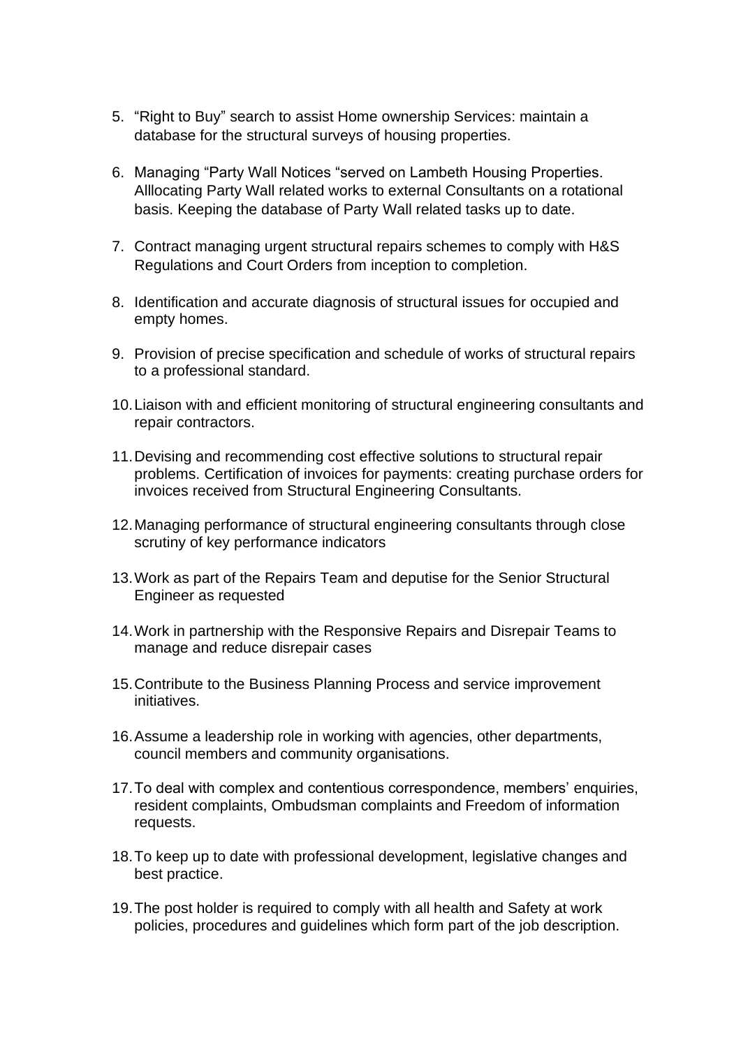5. "Right to Buy" search to assist Home ownership Services: maintain a database for the structural surveys of housing properties.

6. Managing "Party Wall Notices "served on Lambeth Housing Properties. Alllocating Party Wall related works to external Consultants on a rotational basis. Keeping the database of Party Wall related tasks up to date.

7. Contract managing urgent structural repairs schemes to comply with H&S Regulations and Court Orders from inception to completion.

8. Identification and accurate diagnosis of structural issues for occupied and empty homes.

9. Provision of precise specification and schedule of works of structural repairs to a professional standard.

10. Liaison with and efficient monitoring of structural engineering consultants and repair contractors.

11. Devising and recommending cost effective solutions to structural repair problems. Certification of invoices for payments: creating purchase orders for invoices received from Structural Engineering Consultants.

12. Managing performance of structural engineering consultants through close scrutiny of key performance indicators

13. Work as part of the Repairs Team and deputise for the Senior Structural Engineer as requested

14. Work in partnership with the Responsive Repairs and Disrepair Teams to manage and reduce disrepair cases

15. Contribute to the Business Planning Process and service improvement initiatives.

16. Assume a leadership role in working with agencies, other departments, council members and community organisations.

17. To deal with complex and contentious correspondence, members' enquiries, resident complaints, Ombudsman complaints and Freedom of information requests.

18. To keep up to date with professional development, legislative changes and best practice.

19. The post holder is required to comply with all health and Safety at work policies, procedures and guidelines which form part of the job description.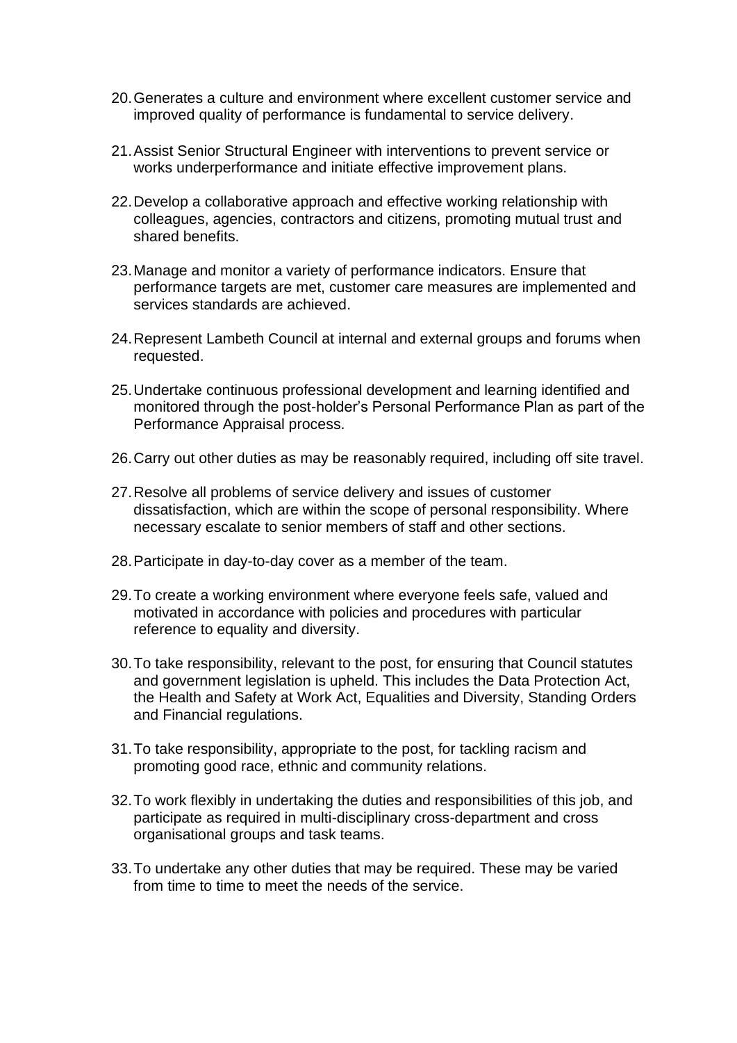20. Generates a culture and environment where excellent customer service and improved quality of performance is fundamental to service delivery.

21. Assist Senior Structural Engineer with interventions to prevent service or works underperformance and initiate effective improvement plans.

22. Develop a collaborative approach and effective working relationship with colleagues, agencies, contractors and citizens, promoting mutual trust and shared benefits.

23. Manage and monitor a variety of performance indicators. Ensure that performance targets are met, customer care measures are implemented and services standards are achieved.

24. Represent Lambeth Council at internal and external groups and forums when requested.

25. Undertake continuous professional development and learning identified and monitored through the post-holder's Personal Performance Plan as part of the Performance Appraisal process.

26. Carry out other duties as may be reasonably required, including off site travel.

27. Resolve all problems of service delivery and issues of customer dissatisfaction, which are within the scope of personal responsibility. Where necessary escalate to senior members of staff and other sections.

28. Participate in day-to-day cover as a member of the team.

29. To create a working environment where everyone feels safe, valued and motivated in accordance with policies and procedures with particular reference to equality and diversity.

30. To take responsibility, relevant to the post, for ensuring that Council statutes and government legislation is upheld. This includes the Data Protection Act, the Health and Safety at Work Act, Equalities and Diversity, Standing Orders and Financial regulations.

31. To take responsibility, appropriate to the post, for tackling racism and promoting good race, ethnic and community relations.

32. To work flexibly in undertaking the duties and responsibilities of this job, and participate as required in multi-disciplinary cross-department and cross organisational groups and task teams.

33. To undertake any other duties that may be required. These may be varied from time to time to meet the needs of the service.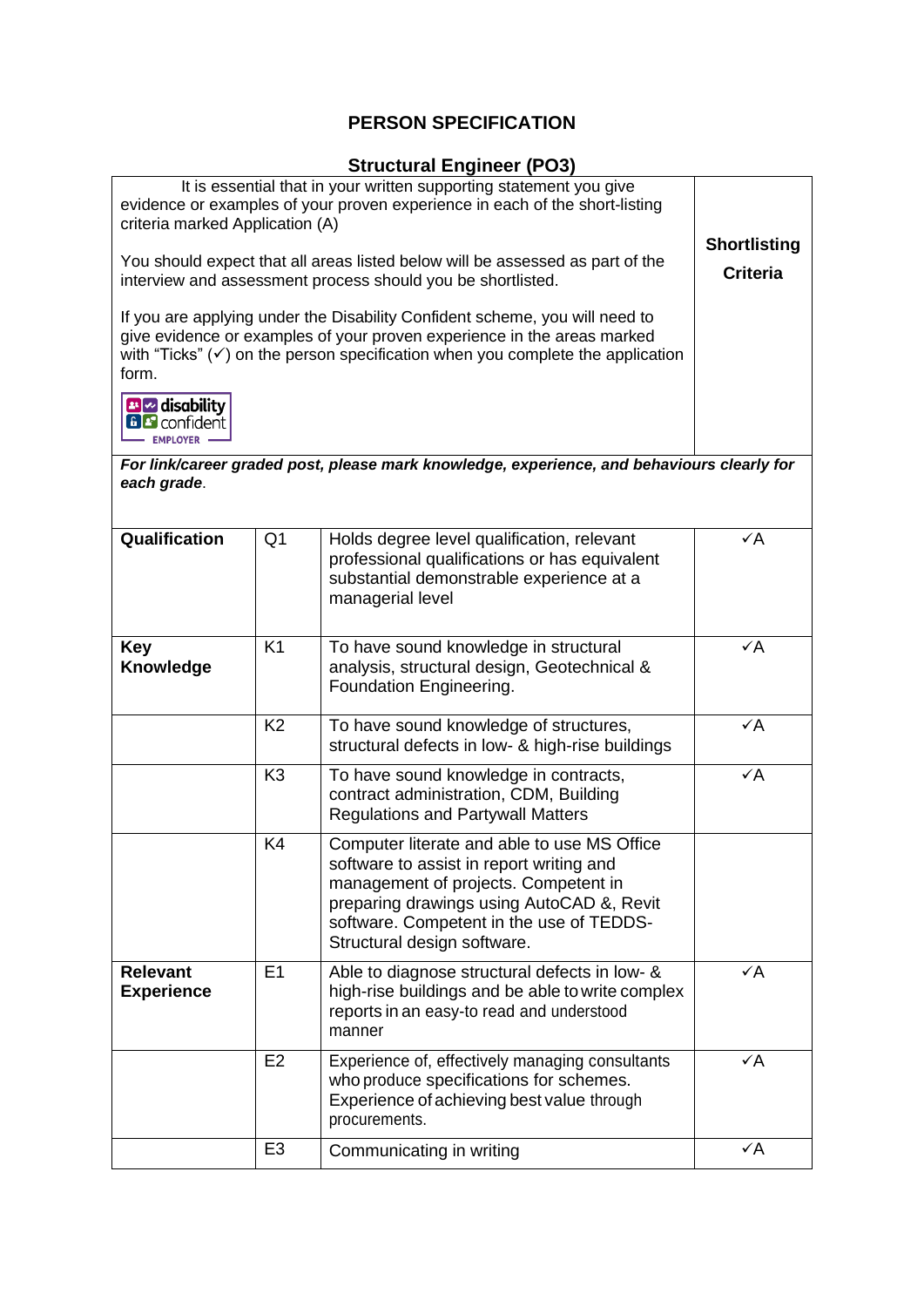# PERSON SPECIFICATION

## Structural Engineer (PO3)

| It is essential that in your written supporting statement you give evidence or examples of your proven experience in each of the short-listing criteria marked Application (A)<br><br>You should expect that all areas listed below will be assessed as part of the interview and assessment process should you be shortlisted.<br><br>If you are applying under the Disability Confident scheme, you will need to give evidence or examples of your proven experience in the areas marked with "Ticks" (✓) on the person specification when you complete the application form.<br><br>disability confident EMPLOYER | | | **Shortlisting Criteria** |
|---|---|---|---|
| ***For link/career graded post, please mark knowledge, experience, and behaviours clearly for each grade*.** | | | |
| **Qualification** | Q1 | Holds degree level qualification, relevant professional qualifications or has equivalent substantial demonstrable experience at a managerial level | ✓A |
| **Key Knowledge** | K1 | To have sound knowledge in structural analysis, structural design, Geotechnical & Foundation Engineering. | ✓A |
| | K2 | To have sound knowledge of structures, structural defects in low- & high-rise buildings | ✓A |
| | K3 | To have sound knowledge in contracts, contract administration, CDM, Building Regulations and Partywall Matters | ✓A |
| | K4 | Computer literate and able to use MS Office software to assist in report writing and management of projects. Competent in preparing drawings using AutoCAD &, Revit software. Competent in the use of TEDDS- Structural design software. | |
| **Relevant Experience** | E1 | Able to diagnose structural defects in low- & high-rise buildings and be able to write complex reports in an easy-to read and understood manner | ✓A |
| | E2 | Experience of, effectively managing consultants who produce specifications for schemes. Experience of achieving best value through procurements. | ✓A |
| | E3 | Communicating in writing | ✓A |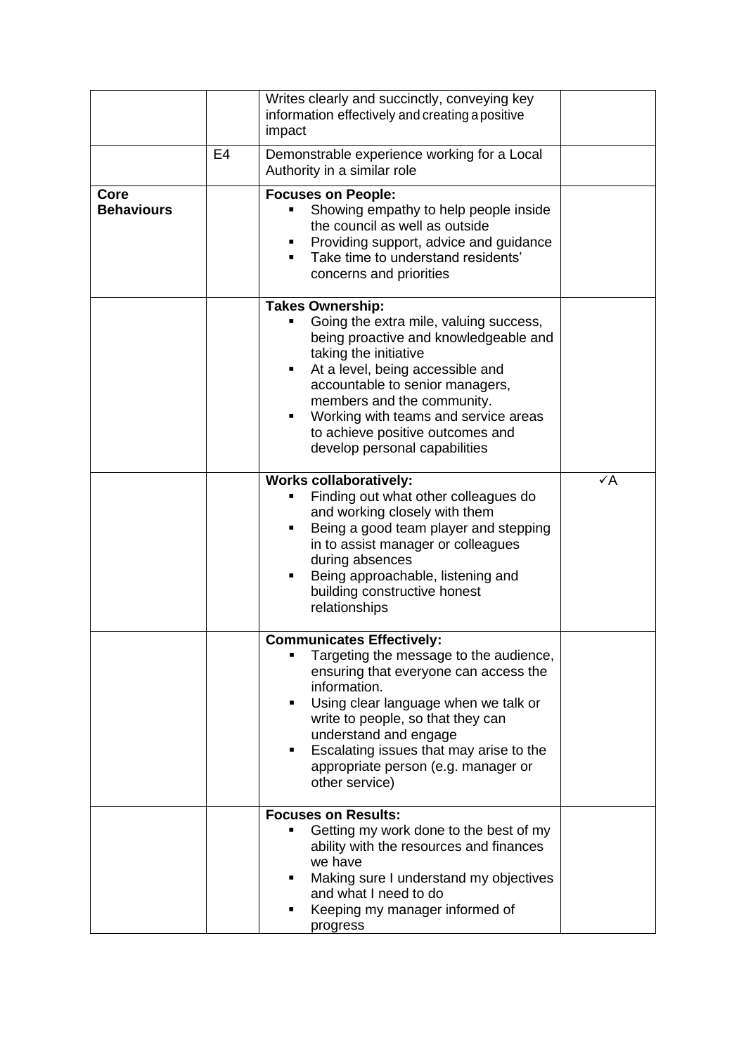| | | | |
|---|---|---|---|
| | | Writes clearly and succinctly, conveying key information effectively and creating a positive impact | |
| | E4 | Demonstrable experience working for a Local Authority in a similar role | |
| **Core Behaviours** | | **Focuses on People:**<br>▪ Showing empathy to help people inside the council as well as outside<br>▪ Providing support, advice and guidance<br>▪ Take time to understand residents' concerns and priorities | |
| | | **Takes Ownership:**<br>▪ Going the extra mile, valuing success, being proactive and knowledgeable and taking the initiative<br>▪ At a level, being accessible and accountable to senior managers, members and the community.<br>▪ Working with teams and service areas to achieve positive outcomes and develop personal capabilities | |
| | | **Works collaboratively:**<br>▪ Finding out what other colleagues do and working closely with them<br>▪ Being a good team player and stepping in to assist manager or colleagues during absences<br>▪ Being approachable, listening and building constructive honest relationships | ✓A |
| | | **Communicates Effectively:**<br>▪ Targeting the message to the audience, ensuring that everyone can access the information.<br>▪ Using clear language when we talk or write to people, so that they can understand and engage<br>▪ Escalating issues that may arise to the appropriate person (e.g. manager or other service) | |
| | | **Focuses on Results:**<br>▪ Getting my work done to the best of my ability with the resources and finances we have<br>▪ Making sure I understand my objectives and what I need to do<br>▪ Keeping my manager informed of progress | |